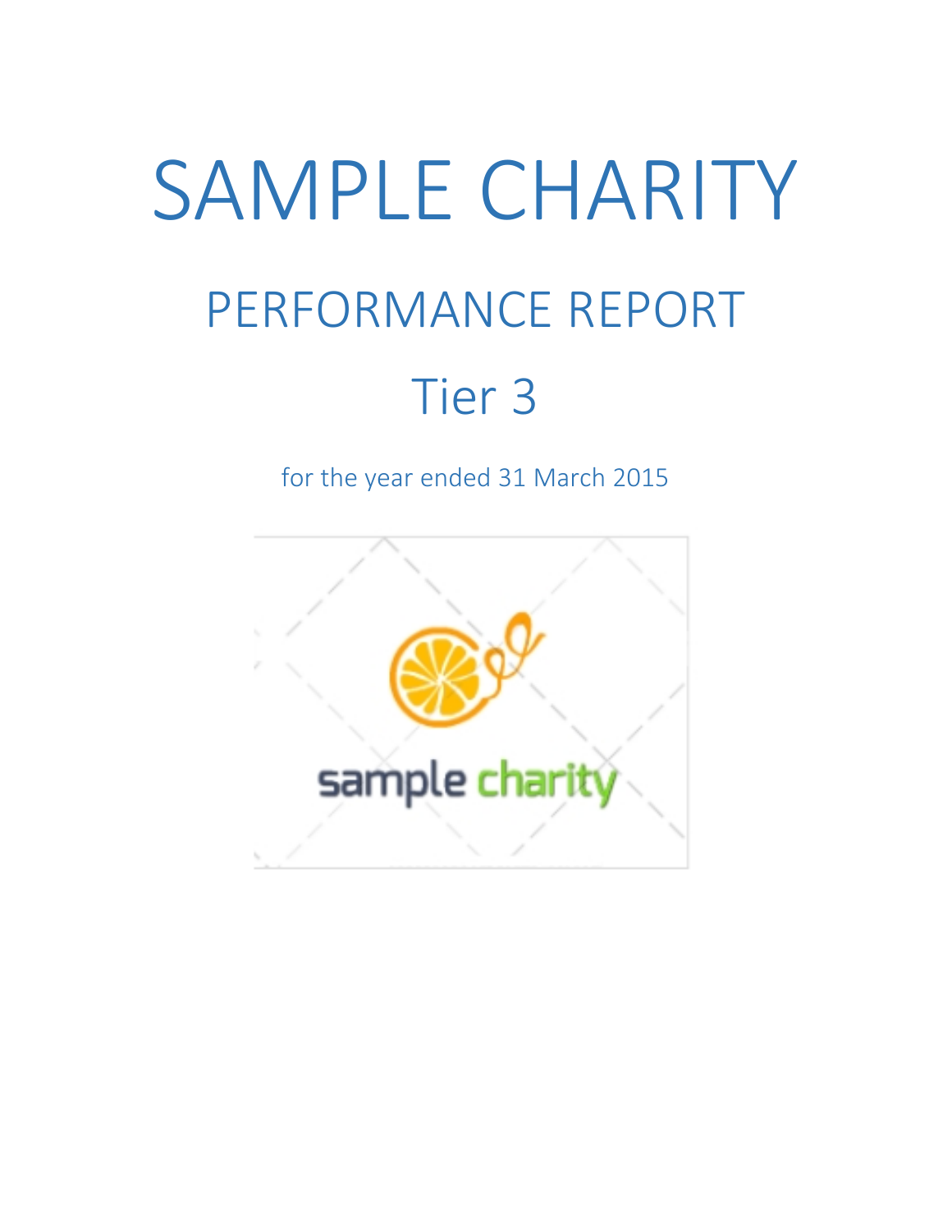# SAMPLE CHARITY

## PERFORMANCE REPORT

## Tier 3

for the year ended 31 March 2015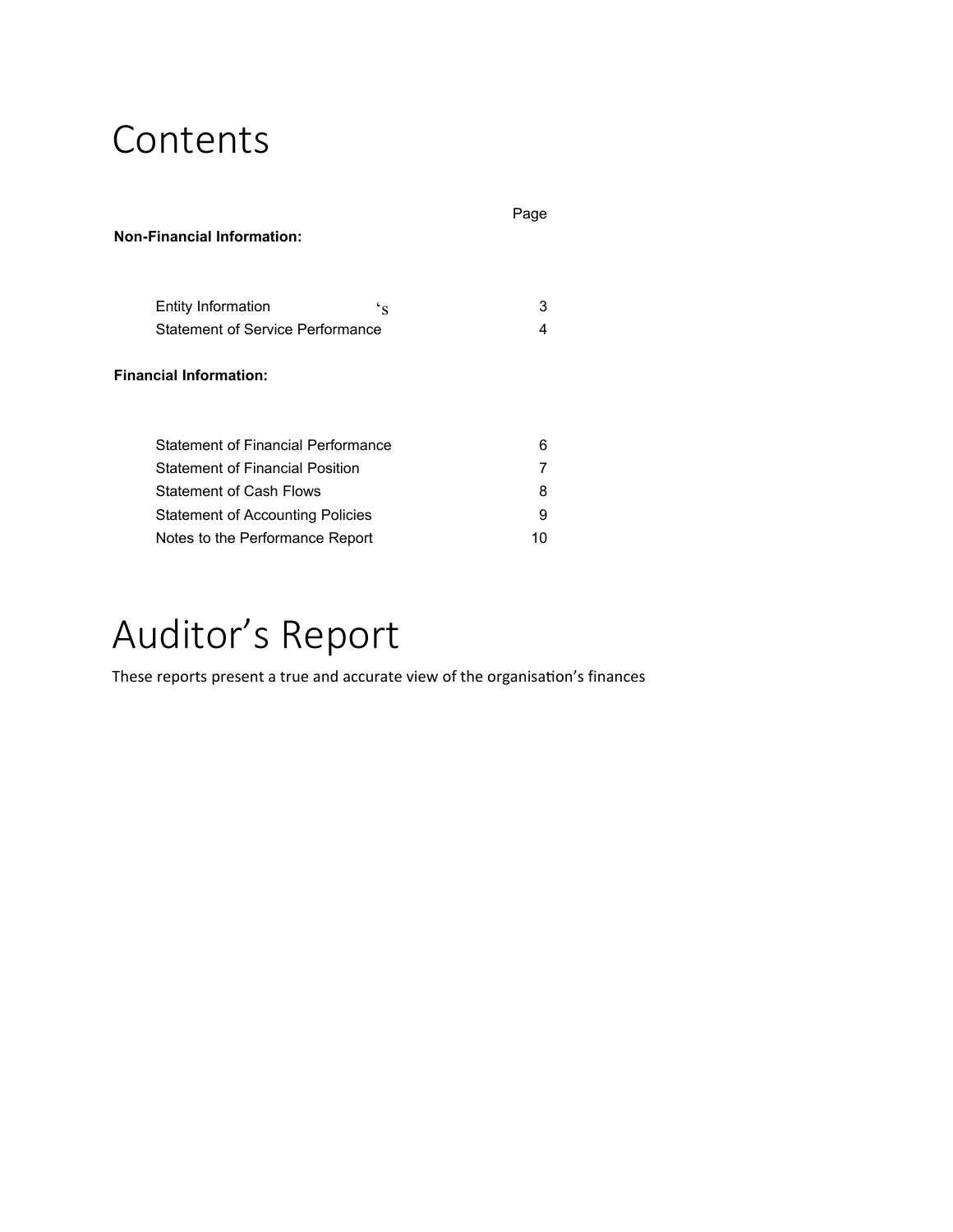# Contents

| | Page |
|---|---|
| **Non-Financial Information:** | |
| Entity Information ‘s | 3 |
| Statement of Service Performance | 4 |
| **Financial Information:** | |
| Statement of Financial Performance | 6 |
| Statement of Financial Position | 7 |
| Statement of Cash Flows | 8 |
| Statement of Accounting Policies | 9 |
| Notes to the Performance Report | 10 |

# Auditor’s Report

These reports present a true and accurate view of the organisation’s finances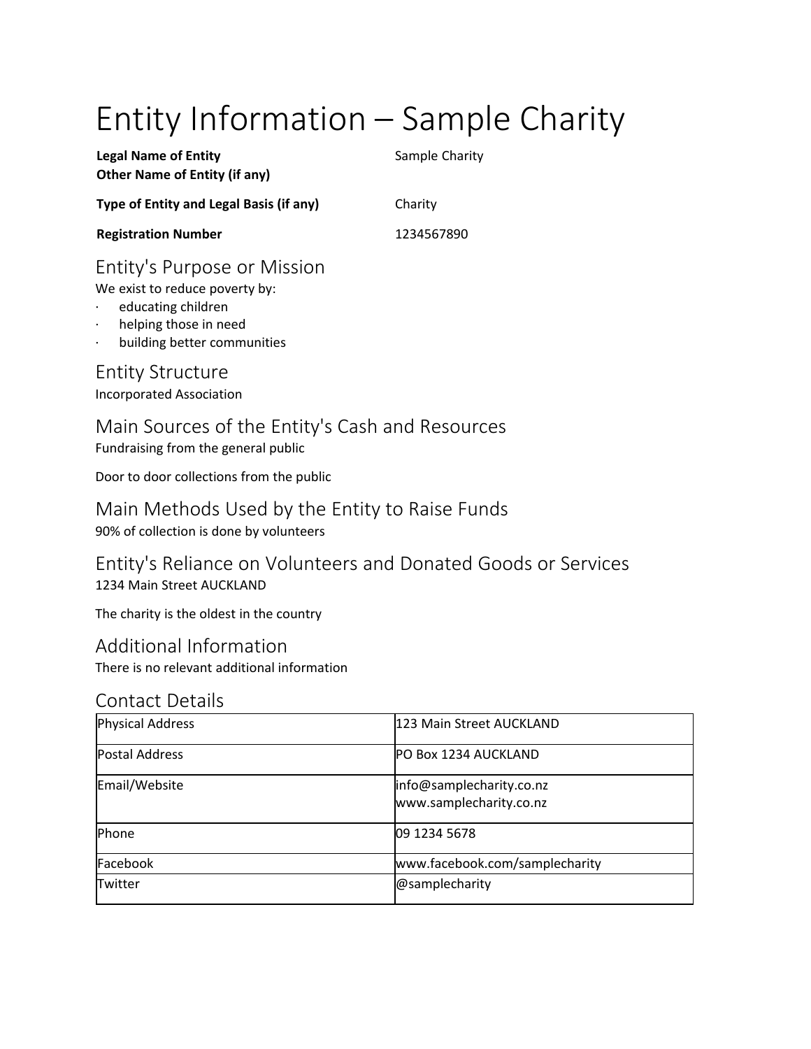# Entity Information – Sample Charity

| | |
|---|---|
| **Legal Name of Entity** | Sample Charity |
| **Other Name of Entity (if any)** | |
| **Type of Entity and Legal Basis (if any)** | Charity |
| **Registration Number** | 1234567890 |

## Entity's Purpose or Mission

We exist to reduce poverty by:

- educating children
- helping those in need
- building better communities

## Entity Structure

Incorporated Association

## Main Sources of the Entity's Cash and Resources

Fundraising from the general public

Door to door collections from the public

## Main Methods Used by the Entity to Raise Funds

90% of collection is done by volunteers

## Entity's Reliance on Volunteers and Donated Goods or Services

1234 Main Street AUCKLAND

The charity is the oldest in the country

## Additional Information

There is no relevant additional information

## Contact Details

| | |
|---|---|
| Physical Address | 123 Main Street AUCKLAND |
| Postal Address | PO Box 1234 AUCKLAND |
| Email/Website | info@samplecharity.co.nz<br>www.samplecharity.co.nz |
| Phone | 09 1234 5678 |
| Facebook | www.facebook.com/samplecharity |
| Twitter | @samplecharity |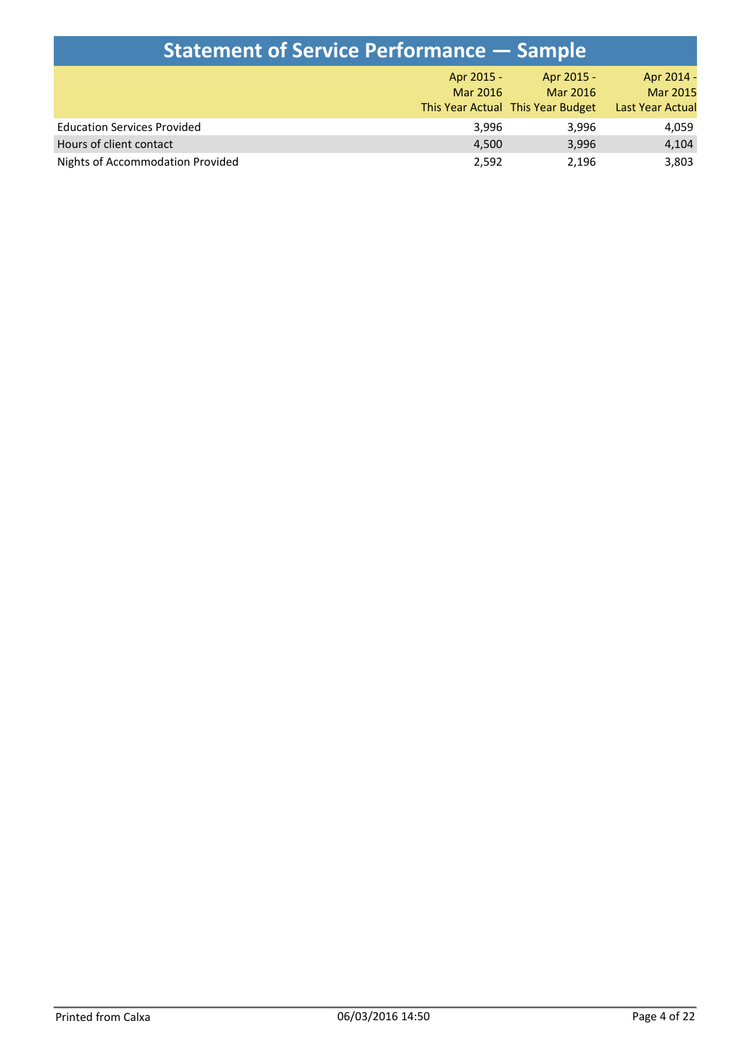# Statement of Service Performance — Sample

| | Apr 2015 - Mar 2016 This Year Actual | Apr 2015 - Mar 2016 This Year Budget | Apr 2014 - Mar 2015 Last Year Actual |
|---|---|---|---|
| Education Services Provided | 3,996 | 3,996 | 4,059 |
| Hours of client contact | 4,500 | 3,996 | 4,104 |
| Nights of Accommodation Provided | 2,592 | 2,196 | 3,803 |

Printed from Calxa 06/03/2016 14:50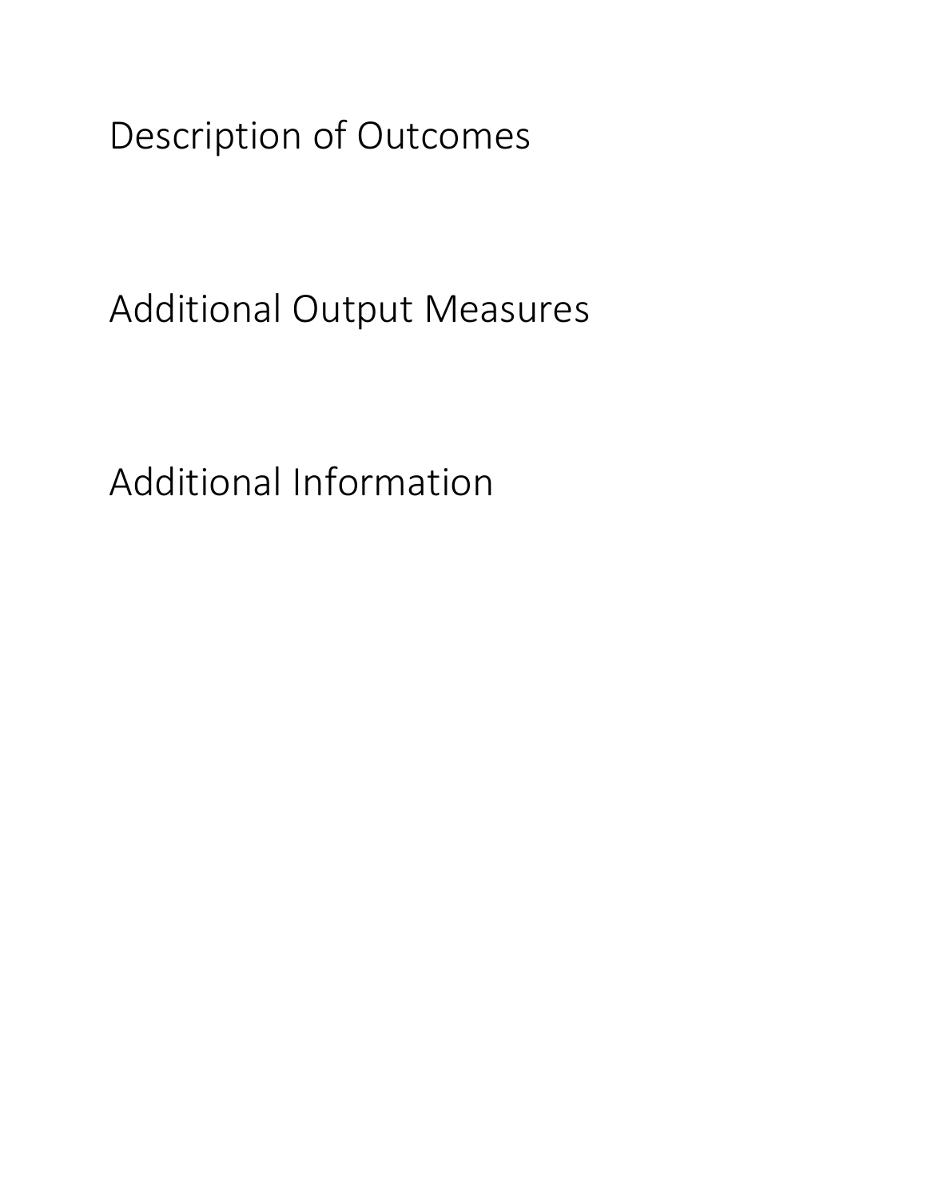# Description of Outcomes

# Additional Output Measures

# Additional Information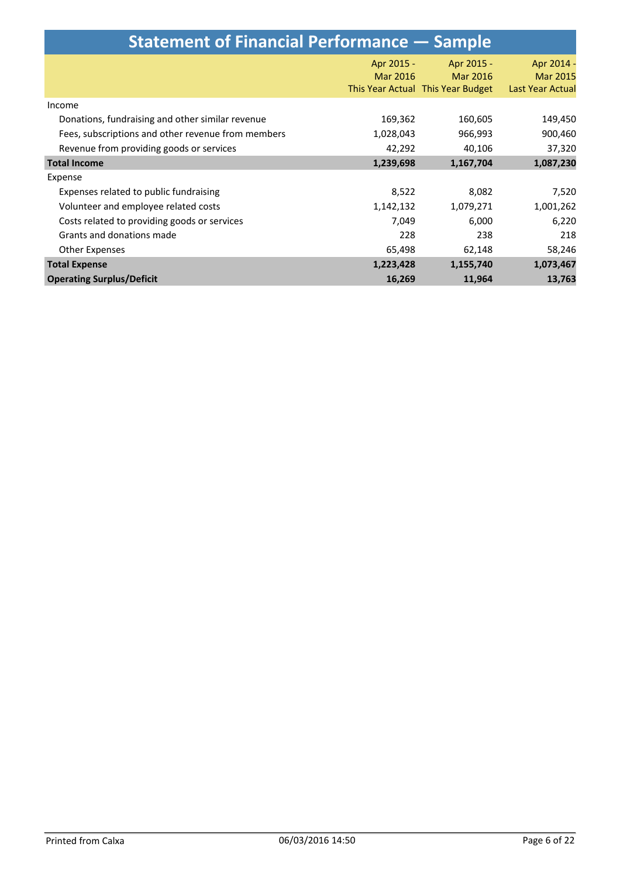# Statement of Financial Performance — Sample

| | Apr 2015 - Mar 2016 This Year Actual | Apr 2015 - Mar 2016 This Year Budget | Apr 2014 - Mar 2015 Last Year Actual |
|---|---|---|---|
| Income | | | |
| Donations, fundraising and other similar revenue | 169,362 | 160,605 | 149,450 |
| Fees, subscriptions and other revenue from members | 1,028,043 | 966,993 | 900,460 |
| Revenue from providing goods or services | 42,292 | 40,106 | 37,320 |
| **Total Income** | **1,239,698** | **1,167,704** | **1,087,230** |
| Expense | | | |
| Expenses related to public fundraising | 8,522 | 8,082 | 7,520 |
| Volunteer and employee related costs | 1,142,132 | 1,079,271 | 1,001,262 |
| Costs related to providing goods or services | 7,049 | 6,000 | 6,220 |
| Grants and donations made | 228 | 238 | 218 |
| Other Expenses | 65,498 | 62,148 | 58,246 |
| **Total Expense** | **1,223,428** | **1,155,740** | **1,073,467** |
| **Operating Surplus/Deficit** | **16,269** | **11,964** | **13,763** |

Printed from Calxa 06/03/2016 14:50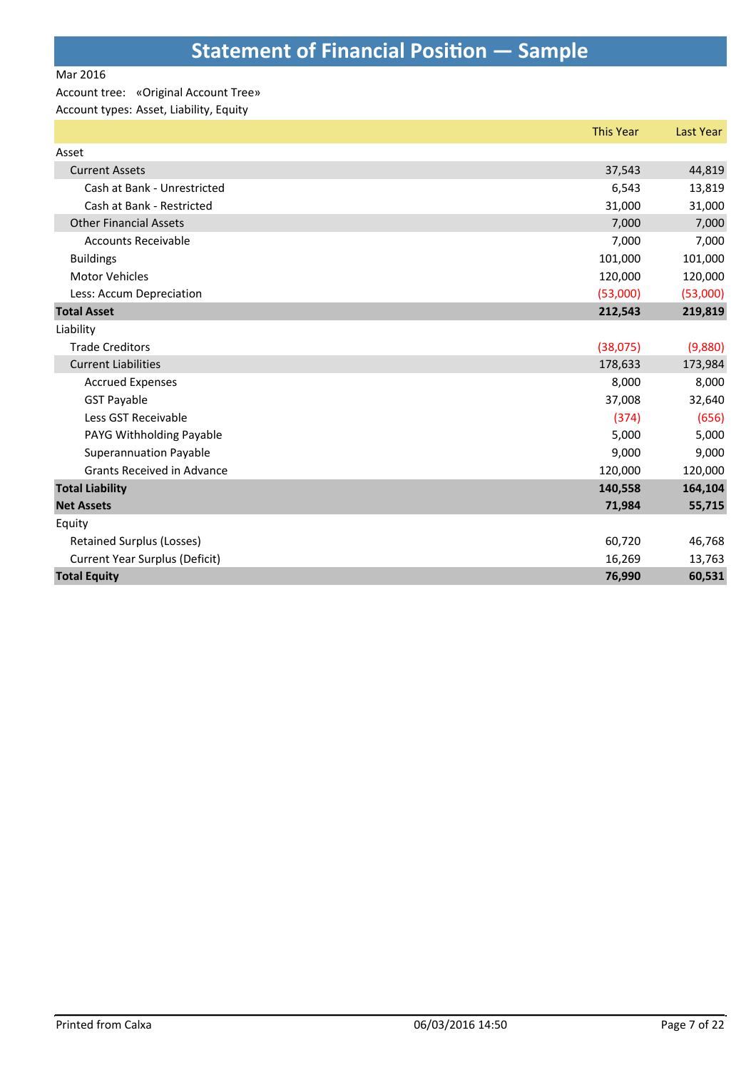# Statement of Financial Position — Sample

Mar 2016

Account tree: «Original Account Tree»

Account types: Asset, Liability, Equity

| | This Year | Last Year |
|---|---|---|
| Asset | | |
| Current Assets | 37,543 | 44,819 |
| Cash at Bank - Unrestricted | 6,543 | 13,819 |
| Cash at Bank - Restricted | 31,000 | 31,000 |
| Other Financial Assets | 7,000 | 7,000 |
| Accounts Receivable | 7,000 | 7,000 |
| Buildings | 101,000 | 101,000 |
| Motor Vehicles | 120,000 | 120,000 |
| Less: Accum Depreciation | (53,000) | (53,000) |
| **Total Asset** | **212,543** | **219,819** |
| Liability | | |
| Trade Creditors | (38,075) | (9,880) |
| Current Liabilities | 178,633 | 173,984 |
| Accrued Expenses | 8,000 | 8,000 |
| GST Payable | 37,008 | 32,640 |
| Less GST Receivable | (374) | (656) |
| PAYG Withholding Payable | 5,000 | 5,000 |
| Superannuation Payable | 9,000 | 9,000 |
| Grants Received in Advance | 120,000 | 120,000 |
| **Total Liability** | **140,558** | **164,104** |
| **Net Assets** | **71,984** | **55,715** |
| Equity | | |
| Retained Surplus (Losses) | 60,720 | 46,768 |
| Current Year Surplus (Deficit) | 16,269 | 13,763 |
| **Total Equity** | **76,990** | **60,531** |

Printed from Calxa 06/03/2016 14:50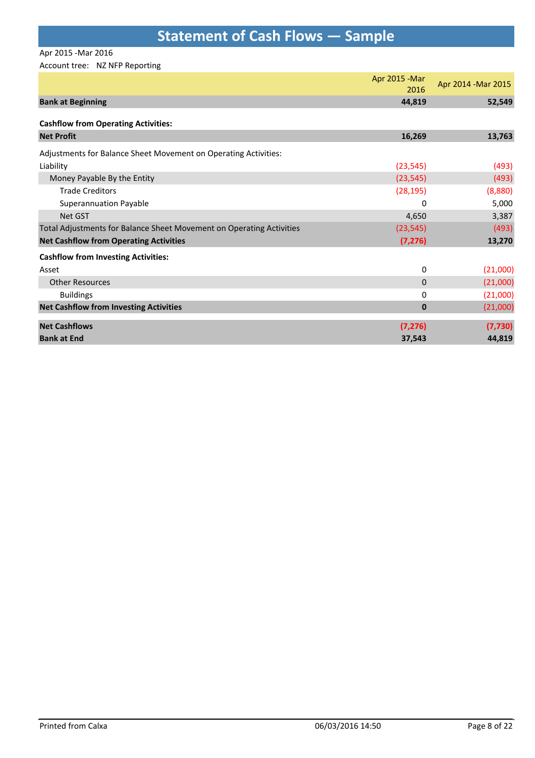# Statement of Cash Flows — Sample

Apr 2015 -Mar 2016

Account tree: NZ NFP Reporting

| | Apr 2015 -Mar 2016 | Apr 2014 -Mar 2015 |
|---|---|---|
| **Bank at Beginning** | **44,819** | **52,549** |
| **Cashflow from Operating Activities:** | | |
| **Net Profit** | **16,269** | **13,763** |
| Adjustments for Balance Sheet Movement on Operating Activities: | | |
| Liability | (23,545) | (493) |
| Money Payable By the Entity | (23,545) | (493) |
| Trade Creditors | (28,195) | (8,880) |
| Superannuation Payable | 0 | 5,000 |
| Net GST | 4,650 | 3,387 |
| Total Adjustments for Balance Sheet Movement on Operating Activities | (23,545) | (493) |
| **Net Cashflow from Operating Activities** | **(7,276)** | **13,270** |
| **Cashflow from Investing Activities:** | | |
| Asset | 0 | (21,000) |
| Other Resources | 0 | (21,000) |
| Buildings | 0 | (21,000) |
| **Net Cashflow from Investing Activities** | **0** | (21,000) |
| **Net Cashflows** | **(7,276)** | **(7,730)** |
| **Bank at End** | **37,543** | **44,819** |

Printed from Calxa 06/03/2016 14:50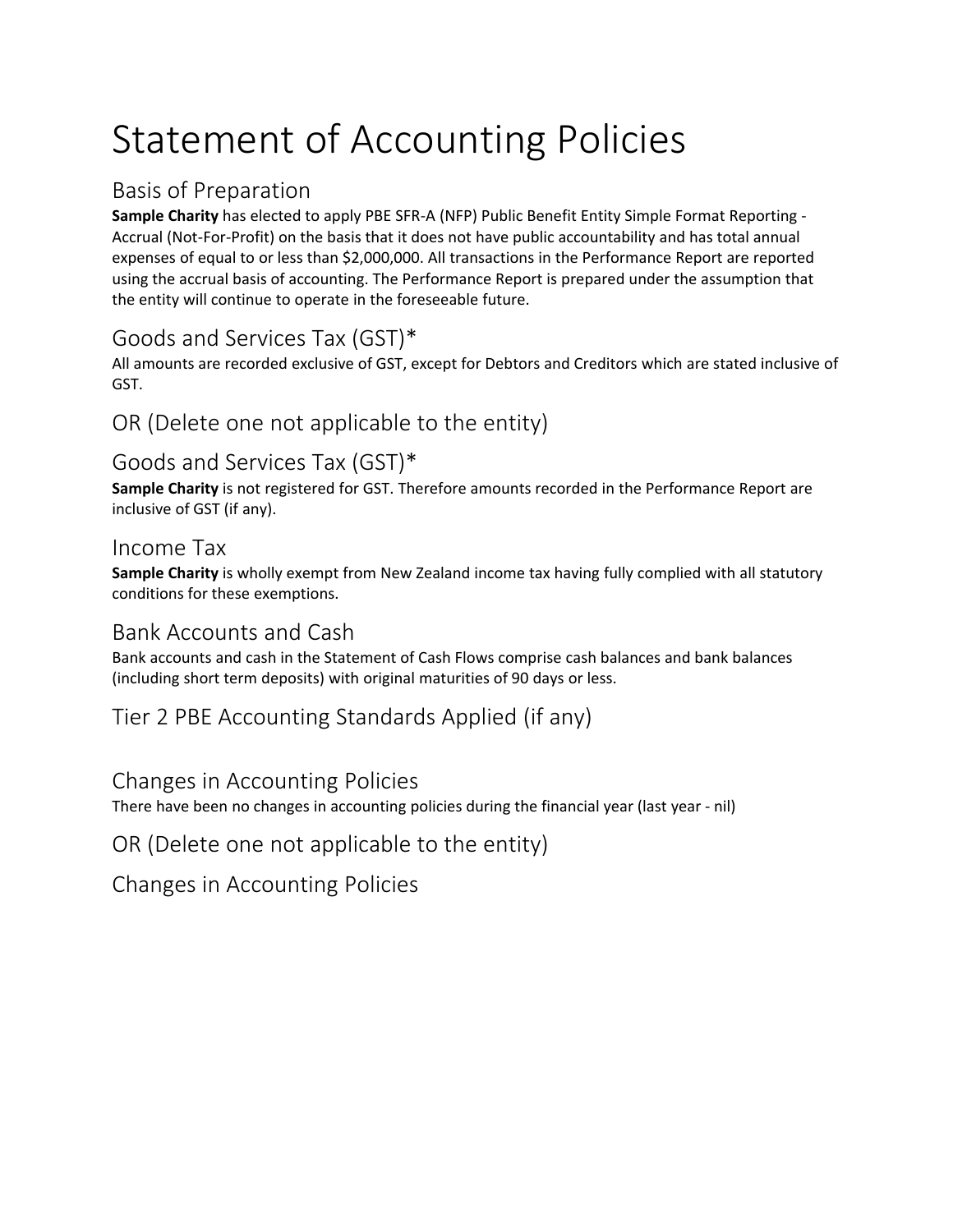# Statement of Accounting Policies

## Basis of Preparation

**Sample Charity** has elected to apply PBE SFR-A (NFP) Public Benefit Entity Simple Format Reporting - Accrual (Not-For-Profit) on the basis that it does not have public accountability and has total annual expenses of equal to or less than $2,000,000. All transactions in the Performance Report are reported using the accrual basis of accounting. The Performance Report is prepared under the assumption that the entity will continue to operate in the foreseeable future.

## Goods and Services Tax (GST)*

All amounts are recorded exclusive of GST, except for Debtors and Creditors which are stated inclusive of GST.

## OR (Delete one not applicable to the entity)

## Goods and Services Tax (GST)*

**Sample Charity** is not registered for GST. Therefore amounts recorded in the Performance Report are inclusive of GST (if any).

## Income Tax

**Sample Charity** is wholly exempt from New Zealand income tax having fully complied with all statutory conditions for these exemptions.

## Bank Accounts and Cash

Bank accounts and cash in the Statement of Cash Flows comprise cash balances and bank balances (including short term deposits) with original maturities of 90 days or less.

## Tier 2 PBE Accounting Standards Applied (if any)

## Changes in Accounting Policies

There have been no changes in accounting policies during the financial year (last year - nil)

## OR (Delete one not applicable to the entity)

## Changes in Accounting Policies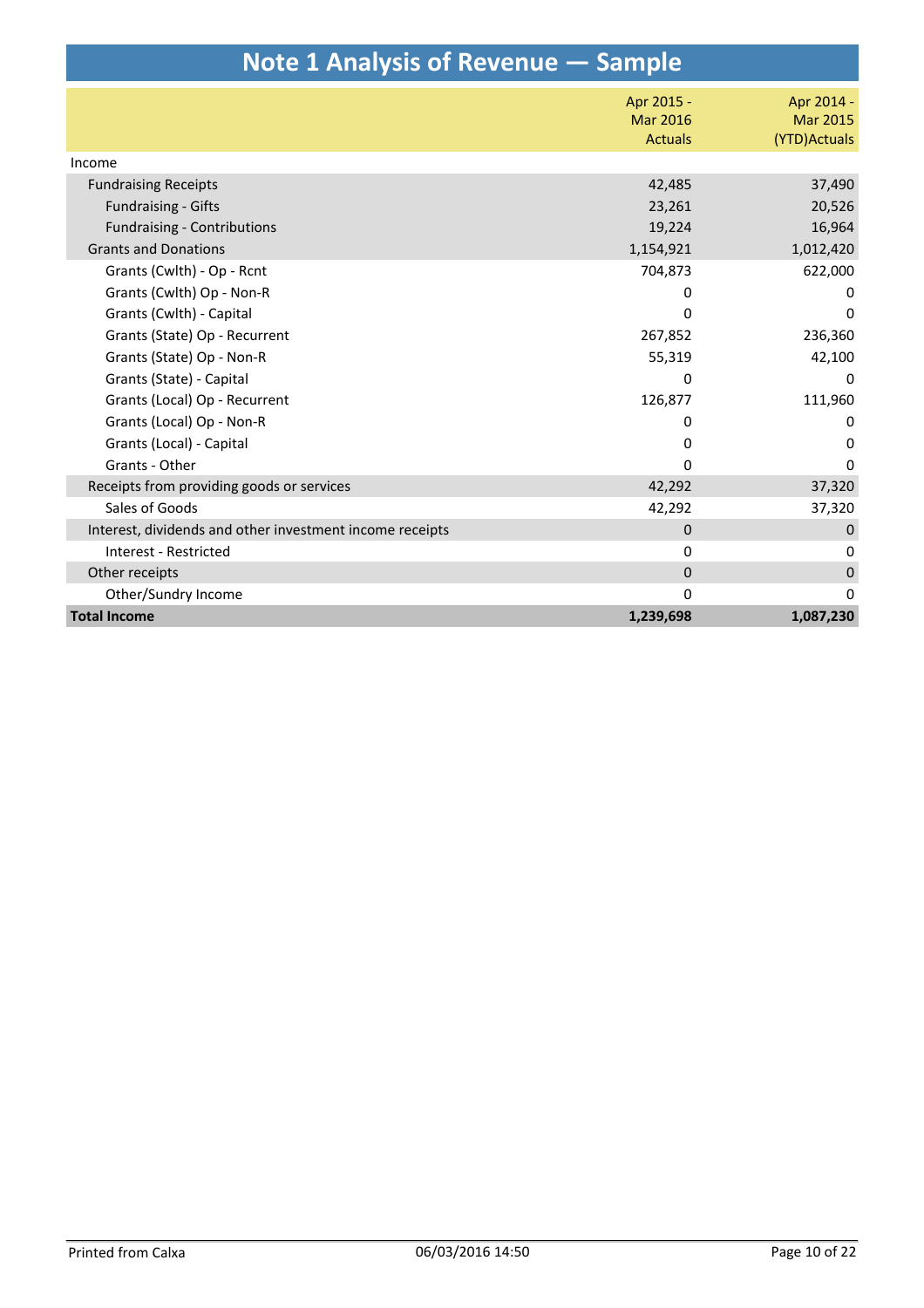# Note 1 Analysis of Revenue — Sample

| | Apr 2015 - Mar 2016 Actuals | Apr 2014 - Mar 2015 (YTD)Actuals |
|---|---|---|
| Income | | |
| Fundraising Receipts | 42,485 | 37,490 |
| Fundraising - Gifts | 23,261 | 20,526 |
| Fundraising - Contributions | 19,224 | 16,964 |
| Grants and Donations | 1,154,921 | 1,012,420 |
| Grants (Cwlth) - Op - Rcnt | 704,873 | 622,000 |
| Grants (Cwlth) Op - Non-R | 0 | 0 |
| Grants (Cwlth) - Capital | 0 | 0 |
| Grants (State) Op - Recurrent | 267,852 | 236,360 |
| Grants (State) Op - Non-R | 55,319 | 42,100 |
| Grants (State) - Capital | 0 | 0 |
| Grants (Local) Op - Recurrent | 126,877 | 111,960 |
| Grants (Local) Op - Non-R | 0 | 0 |
| Grants (Local) - Capital | 0 | 0 |
| Grants - Other | 0 | 0 |
| Receipts from providing goods or services | 42,292 | 37,320 |
| Sales of Goods | 42,292 | 37,320 |
| Interest, dividends and other investment income receipts | 0 | 0 |
| Interest - Restricted | 0 | 0 |
| Other receipts | 0 | 0 |
| Other/Sundry Income | 0 | 0 |
| **Total Income** | **1,239,698** | **1,087,230** |

Printed from Calxa 06/03/2016 14:50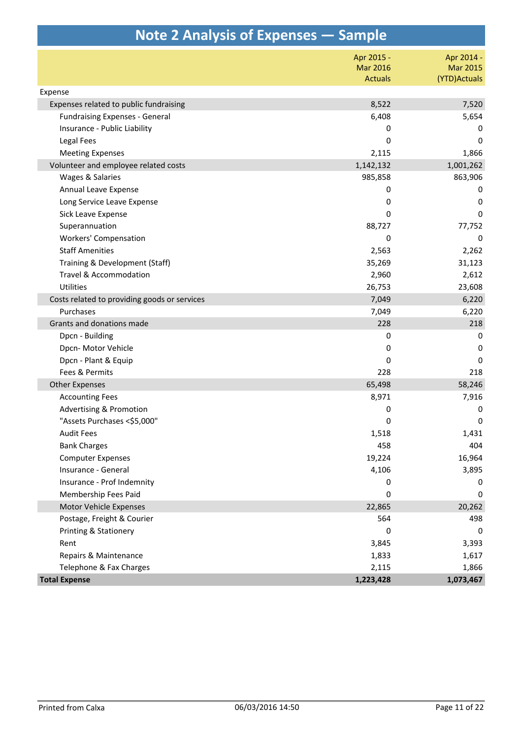# Note 2 Analysis of Expenses — Sample

| | Apr 2015 - Mar 2016 Actuals | Apr 2014 - Mar 2015 (YTD)Actuals |
|---|---|---|
| Expense | | |
| Expenses related to public fundraising | 8,522 | 7,520 |
| Fundraising Expenses - General | 6,408 | 5,654 |
| Insurance - Public Liability | 0 | 0 |
| Legal Fees | 0 | 0 |
| Meeting Expenses | 2,115 | 1,866 |
| Volunteer and employee related costs | 1,142,132 | 1,001,262 |
| Wages & Salaries | 985,858 | 863,906 |
| Annual Leave Expense | 0 | 0 |
| Long Service Leave Expense | 0 | 0 |
| Sick Leave Expense | 0 | 0 |
| Superannuation | 88,727 | 77,752 |
| Workers' Compensation | 0 | 0 |
| Staff Amenities | 2,563 | 2,262 |
| Training & Development (Staff) | 35,269 | 31,123 |
| Travel & Accommodation | 2,960 | 2,612 |
| Utilities | 26,753 | 23,608 |
| Costs related to providing goods or services | 7,049 | 6,220 |
| Purchases | 7,049 | 6,220 |
| Grants and donations made | 228 | 218 |
| Dpcn - Building | 0 | 0 |
| Dpcn- Motor Vehicle | 0 | 0 |
| Dpcn - Plant & Equip | 0 | 0 |
| Fees & Permits | 228 | 218 |
| Other Expenses | 65,498 | 58,246 |
| Accounting Fees | 8,971 | 7,916 |
| Advertising & Promotion | 0 | 0 |
| "Assets Purchases <$5,000" | 0 | 0 |
| Audit Fees | 1,518 | 1,431 |
| Bank Charges | 458 | 404 |
| Computer Expenses | 19,224 | 16,964 |
| Insurance - General | 4,106 | 3,895 |
| Insurance - Prof Indemnity | 0 | 0 |
| Membership Fees Paid | 0 | 0 |
| Motor Vehicle Expenses | 22,865 | 20,262 |
| Postage, Freight & Courier | 564 | 498 |
| Printing & Stationery | 0 | 0 |
| Rent | 3,845 | 3,393 |
| Repairs & Maintenance | 1,833 | 1,617 |
| Telephone & Fax Charges | 2,115 | 1,866 |
| **Total Expense** | **1,223,428** | **1,073,467** |

Printed from Calxa 06/03/2016 14:50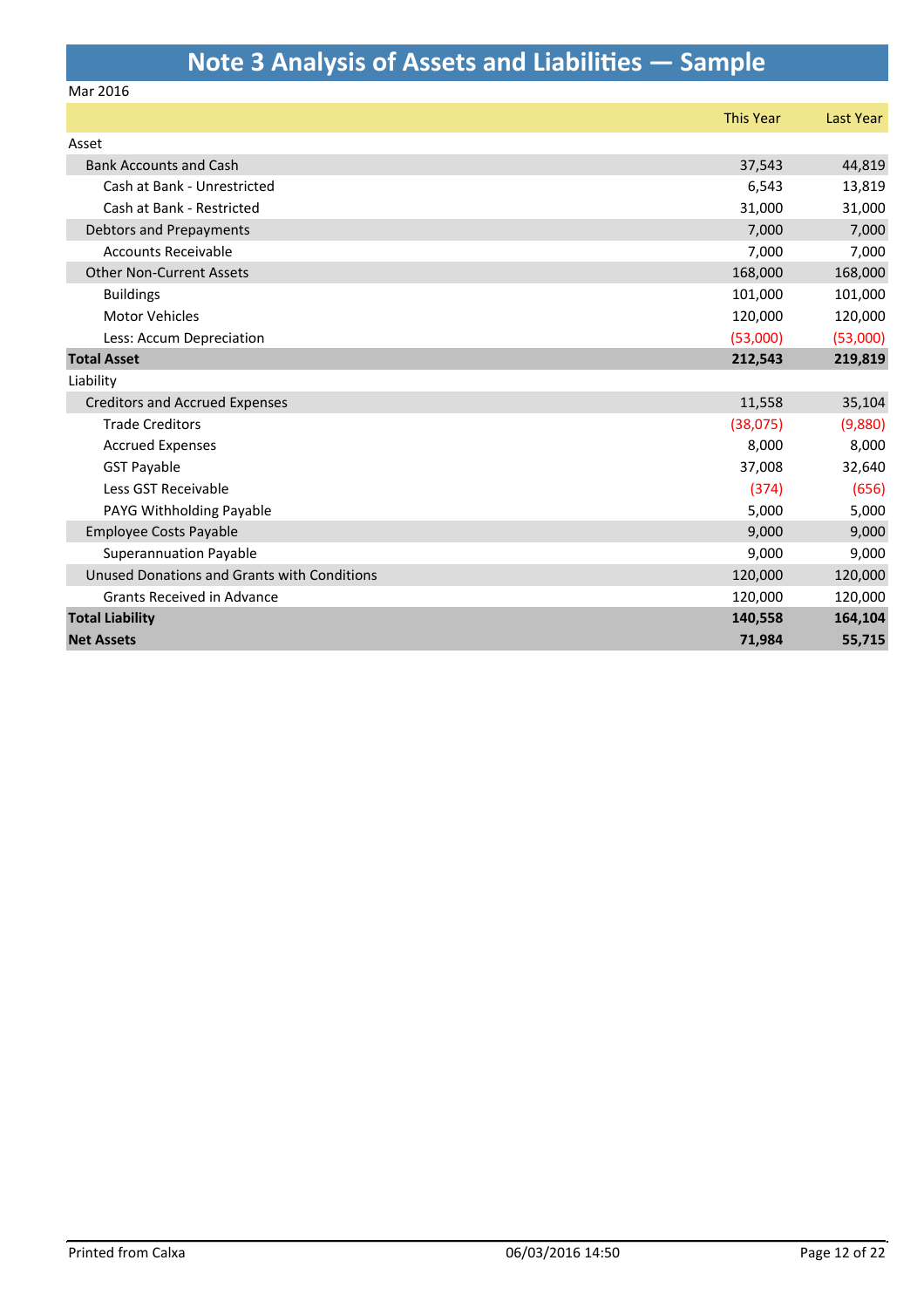# Note 3 Analysis of Assets and Liabilities — Sample

Mar 2016

| | This Year | Last Year |
|---|---|---|
| Asset | | |
| Bank Accounts and Cash | 37,543 | 44,819 |
| Cash at Bank - Unrestricted | 6,543 | 13,819 |
| Cash at Bank - Restricted | 31,000 | 31,000 |
| Debtors and Prepayments | 7,000 | 7,000 |
| Accounts Receivable | 7,000 | 7,000 |
| Other Non-Current Assets | 168,000 | 168,000 |
| Buildings | 101,000 | 101,000 |
| Motor Vehicles | 120,000 | 120,000 |
| Less: Accum Depreciation | (53,000) | (53,000) |
| **Total Asset** | **212,543** | **219,819** |
| Liability | | |
| Creditors and Accrued Expenses | 11,558 | 35,104 |
| Trade Creditors | (38,075) | (9,880) |
| Accrued Expenses | 8,000 | 8,000 |
| GST Payable | 37,008 | 32,640 |
| Less GST Receivable | (374) | (656) |
| PAYG Withholding Payable | 5,000 | 5,000 |
| Employee Costs Payable | 9,000 | 9,000 |
| Superannuation Payable | 9,000 | 9,000 |
| Unused Donations and Grants with Conditions | 120,000 | 120,000 |
| Grants Received in Advance | 120,000 | 120,000 |
| **Total Liability** | **140,558** | **164,104** |
| **Net Assets** | **71,984** | **55,715** |

Printed from Calxa 06/03/2016 14:50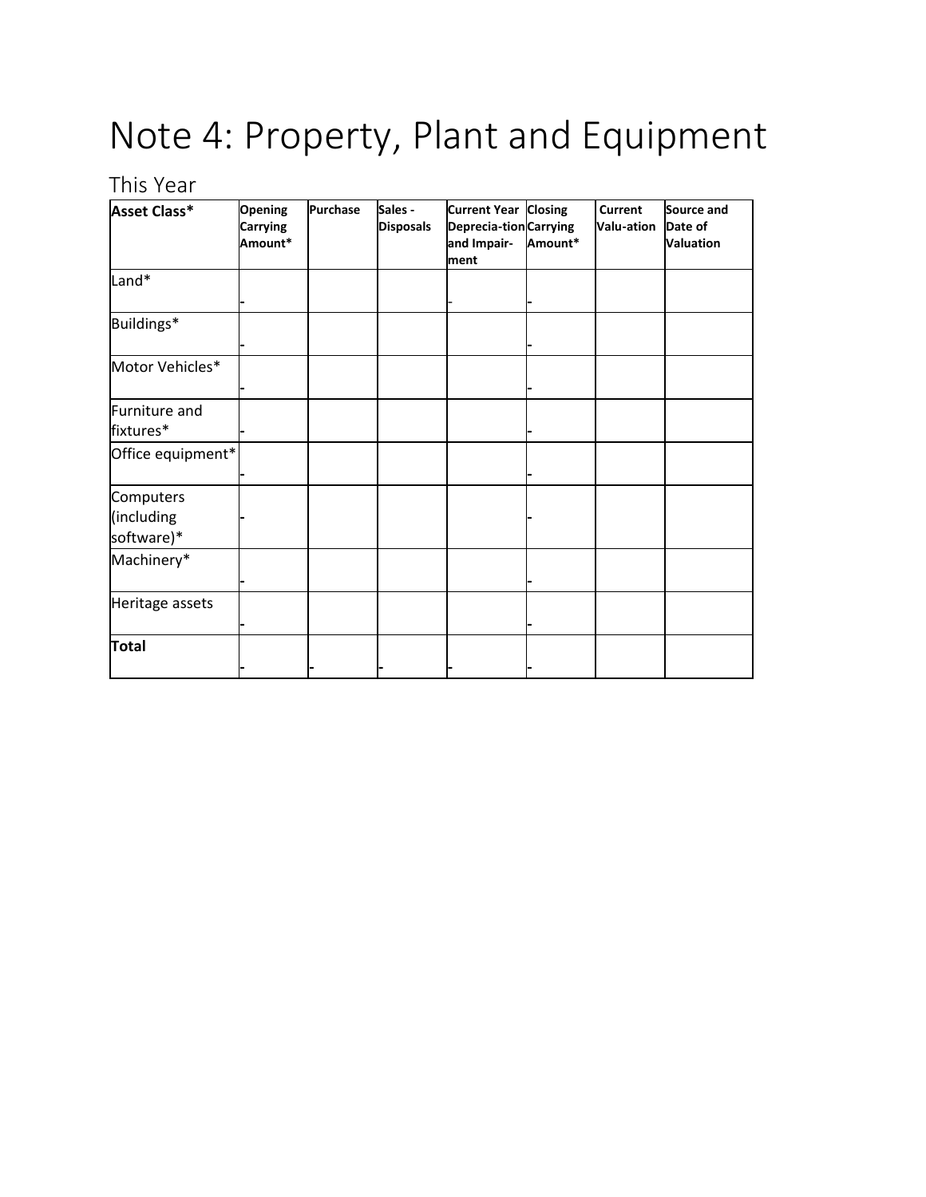# Note 4: Property, Plant and Equipment

## This Year

| Asset Class* | Opening Carrying Amount* | Purchase | Sales - Disposals | Current Year Deprecia-tion and Impair-ment | Closing Carrying Amount* | Current Valu-ation | Source and Date of Valuation |
|---|---|---|---|---|---|---|---|
| Land* | - | | | - | - | | |
| Buildings* | - | | | | - | | |
| Motor Vehicles* | - | | | | - | | |
| Furniture and fixtures* | - | | | | - | | |
| Office equipment* | - | | | | - | | |
| Computers (including software)* | - | | | | - | | |
| Machinery* | - | | | | - | | |
| Heritage assets | - | | | | - | | |
| **Total** | - | - | - | - | - | | |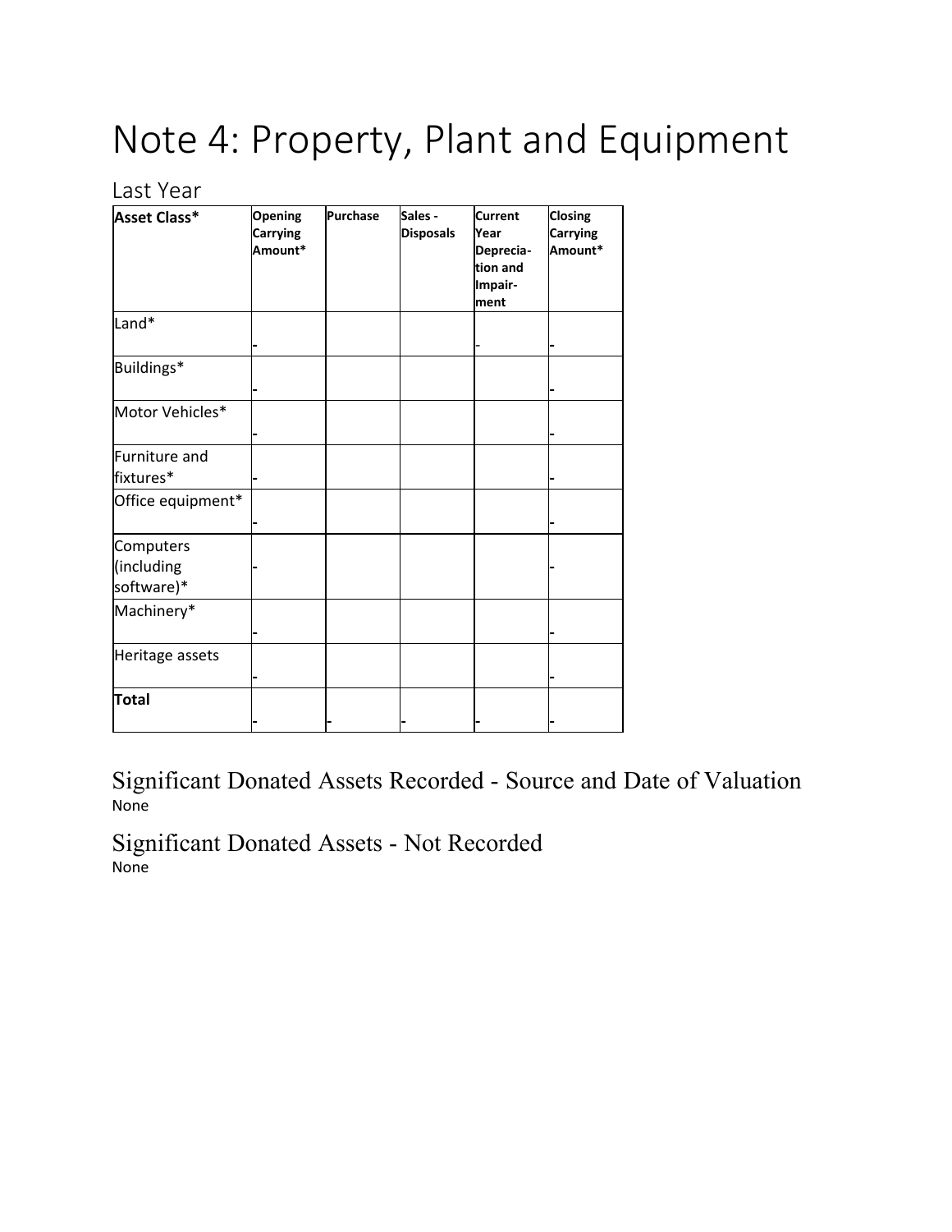# Note 4: Property, Plant and Equipment

## Last Year

| Asset Class* | Opening Carrying Amount* | Purchase | Sales - Disposals | Current Year Deprecia-tion and Impair-ment | Closing Carrying Amount* |
|---|---|---|---|---|---|
| Land* | - | | | - | - |
| Buildings* | - | | | | - |
| Motor Vehicles* | - | | | | - |
| Furniture and fixtures* | - | | | | - |
| Office equipment* | - | | | | - |
| Computers (including software)* | - | | | | - |
| Machinery* | - | | | | - |
| Heritage assets | - | | | | - |
| **Total** | - | - | - | - | - |

### Significant Donated Assets Recorded - Source and Date of Valuation

None

### Significant Donated Assets - Not Recorded

None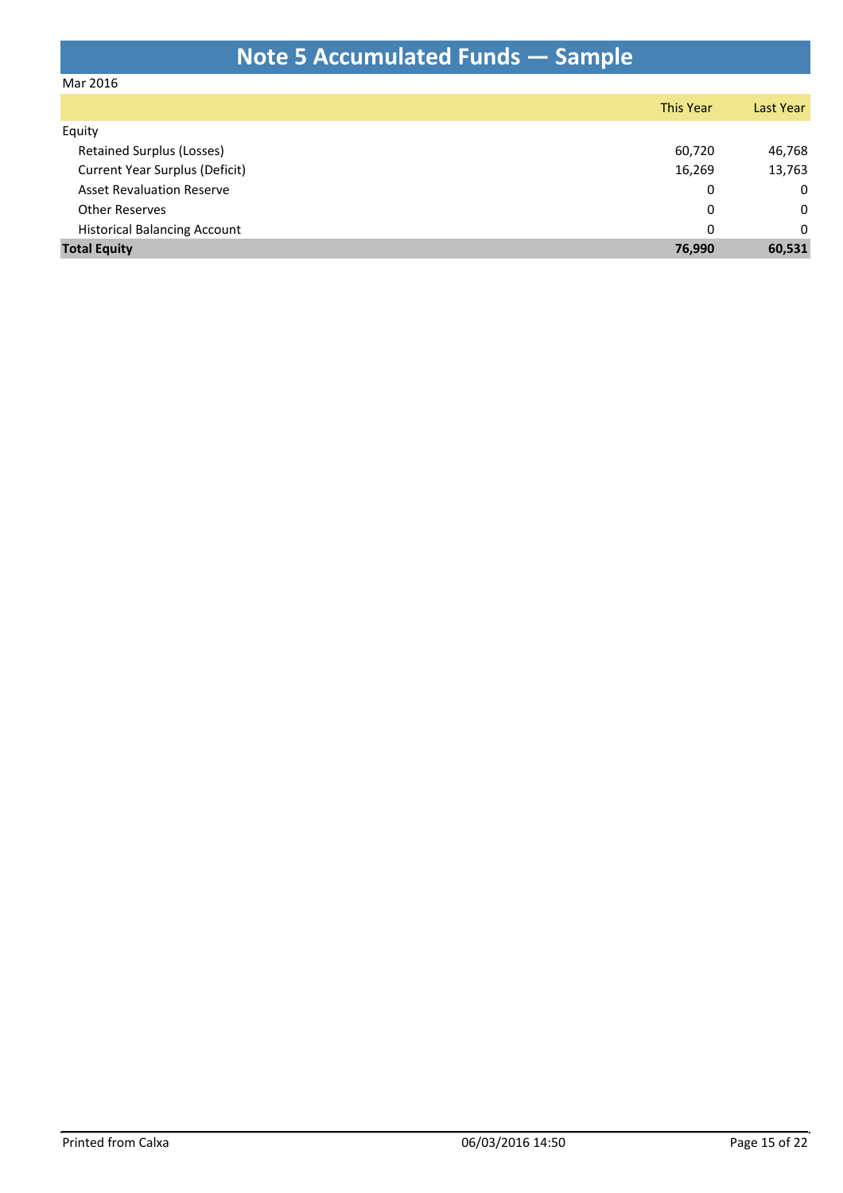# Note 5 Accumulated Funds — Sample

Mar 2016

| | This Year | Last Year |
|---|---|---|
| Equity | | |
| Retained Surplus (Losses) | 60,720 | 46,768 |
| Current Year Surplus (Deficit) | 16,269 | 13,763 |
| Asset Revaluation Reserve | 0 | 0 |
| Other Reserves | 0 | 0 |
| Historical Balancing Account | 0 | 0 |
| **Total Equity** | **76,990** | **60,531** |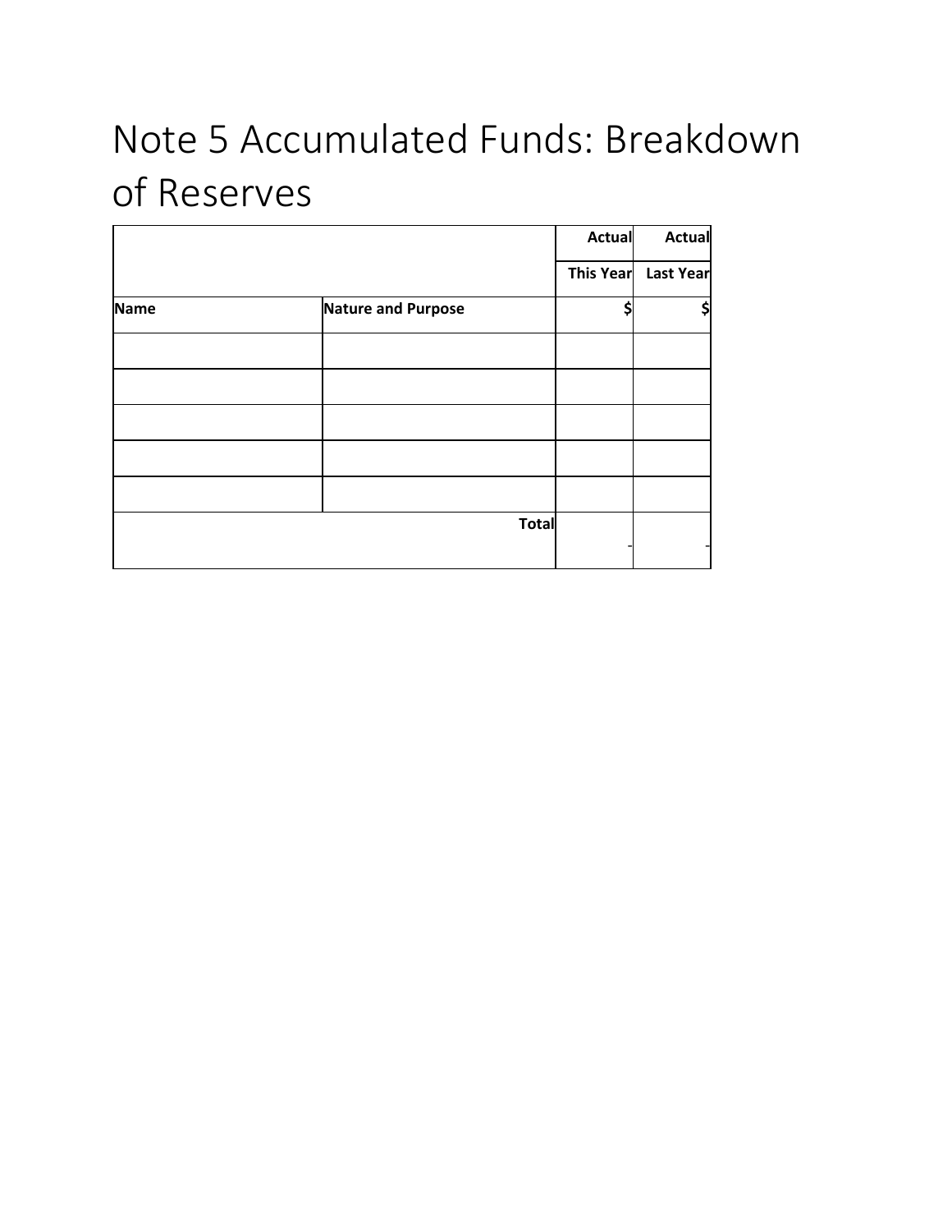# Note 5 Accumulated Funds: Breakdown of Reserves

| | | Actual | Actual |
|---|---|---|---|
| | | This Year | Last Year |
| Name | Nature and Purpose | $ | $ |
| | | | |
| | | | |
| | | | |
| | | | |
| | | | |
| | Total | - | - |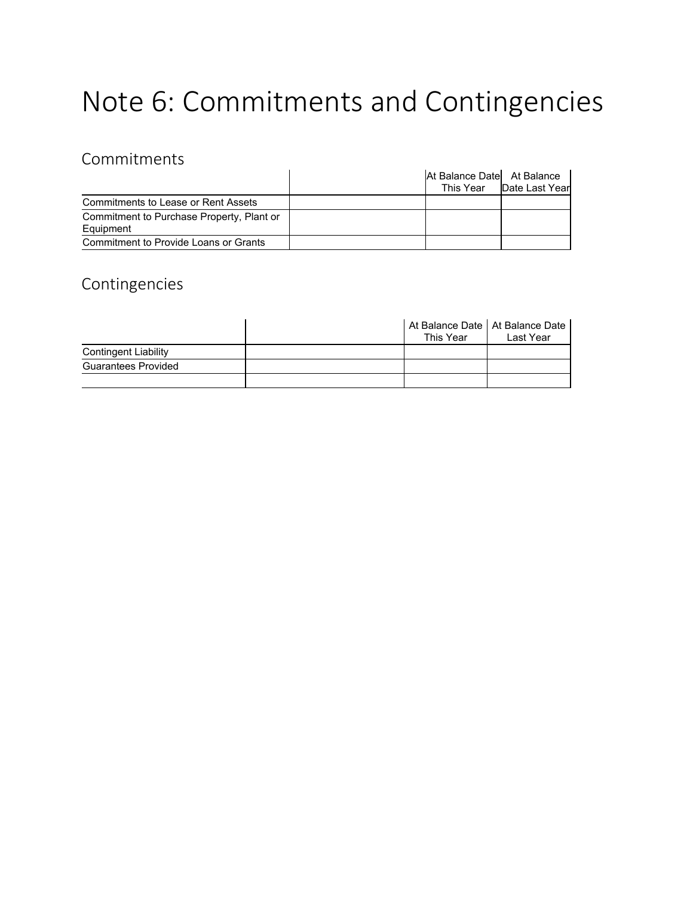# Note 6: Commitments and Contingencies

## Commitments

| | | At Balance Date This Year | At Balance Date Last Year |
|---|---|---|---|
| Commitments to Lease or Rent Assets | | | |
| Commitment to Purchase Property, Plant or Equipment | | | |
| Commitment to Provide Loans or Grants | | | |

## Contingencies

| | | At Balance Date This Year | At Balance Date Last Year |
|---|---|---|---|
| Contingent Liability | | | |
| Guarantees Provided | | | |
| | | | |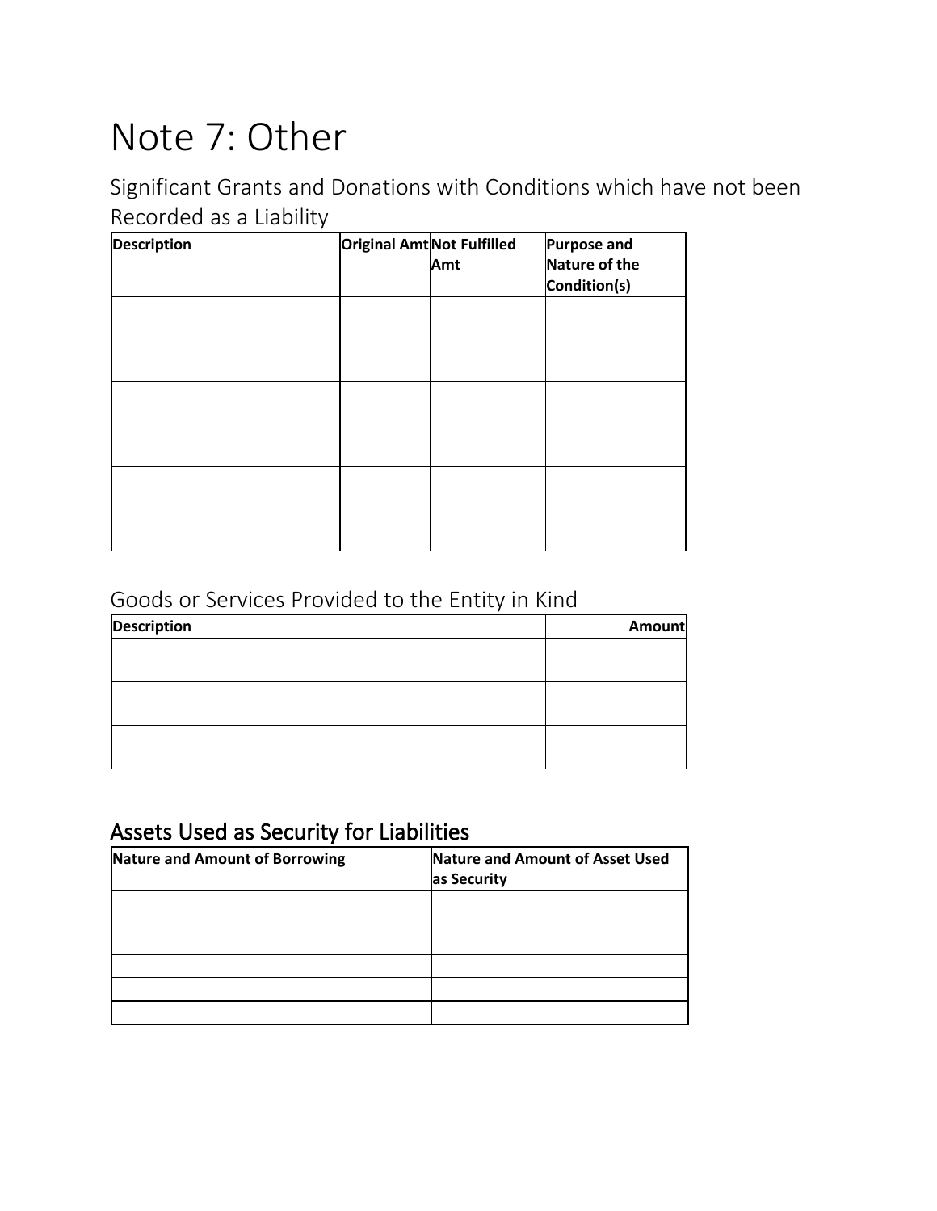# Note 7: Other

## Significant Grants and Donations with Conditions which have not been Recorded as a Liability

| Description | Original Amt | Not Fulfilled Amt | Purpose and Nature of the Condition(s) |
|---|---|---|---|
| | | | |
| | | | |
| | | | |

## Goods or Services Provided to the Entity in Kind

| Description | Amount |
|---|---:|
| | |
| | |
| | |

## Assets Used as Security for Liabilities

| Nature and Amount of Borrowing | Nature and Amount of Asset Used as Security |
|---|---|
| | |
| | |
| | |
| | |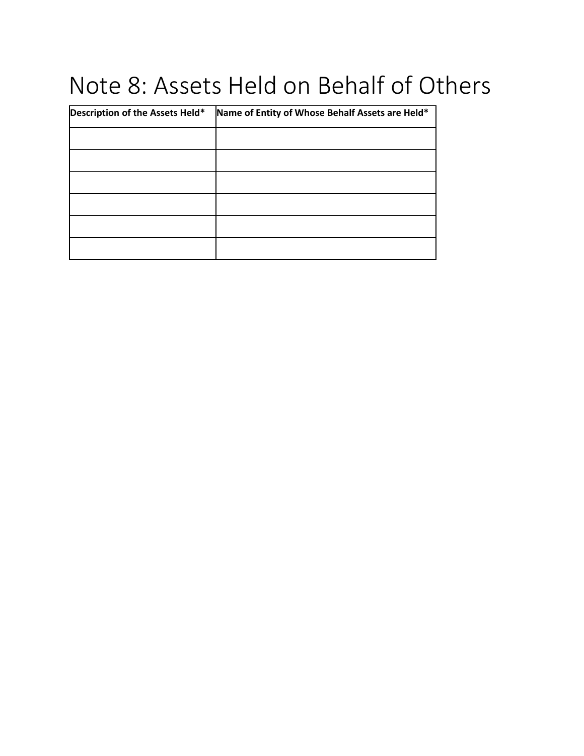# Note 8: Assets Held on Behalf of Others

| Description of the Assets Held* | Name of Entity of Whose Behalf Assets are Held* |
|---|---|
| | |
| | |
| | |
| | |
| | |
| | |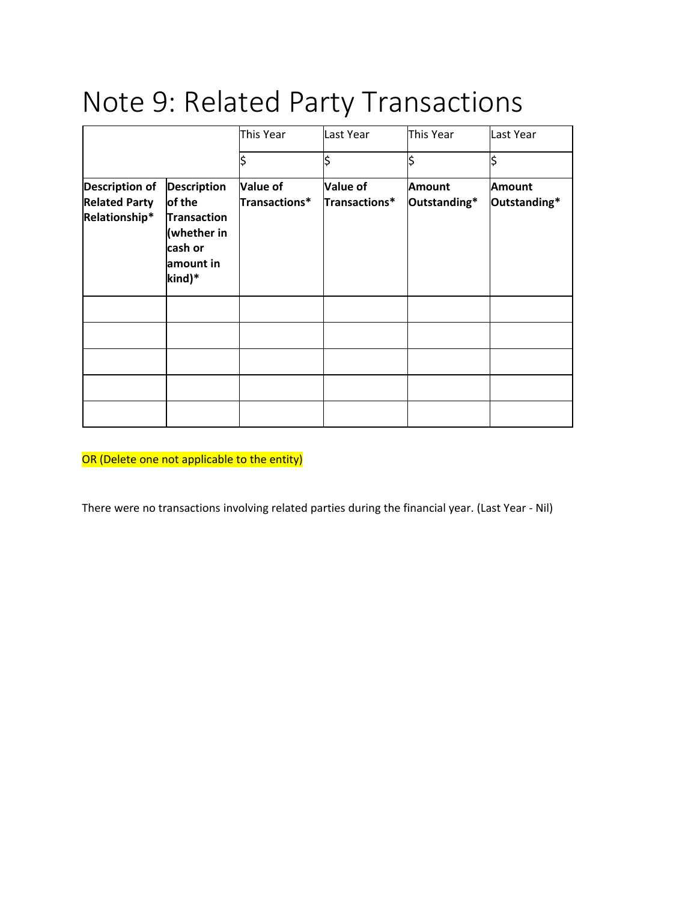# Note 9: Related Party Transactions

| | | This Year | Last Year | This Year | Last Year |
|---|---|---|---|---|---|
| | | $ | $ | $ | $ |
| **Description of Related Party Relationship*** | **Description of the Transaction (whether in cash or amount in kind)*** | **Value of Transactions*** | **Value of Transactions*** | **Amount Outstanding*** | **Amount Outstanding*** |
| | | | | | |
| | | | | | |
| | | | | | |
| | | | | | |
| | | | | | |

OR (Delete one not applicable to the entity)

There were no transactions involving related parties during the financial year. (Last Year - Nil)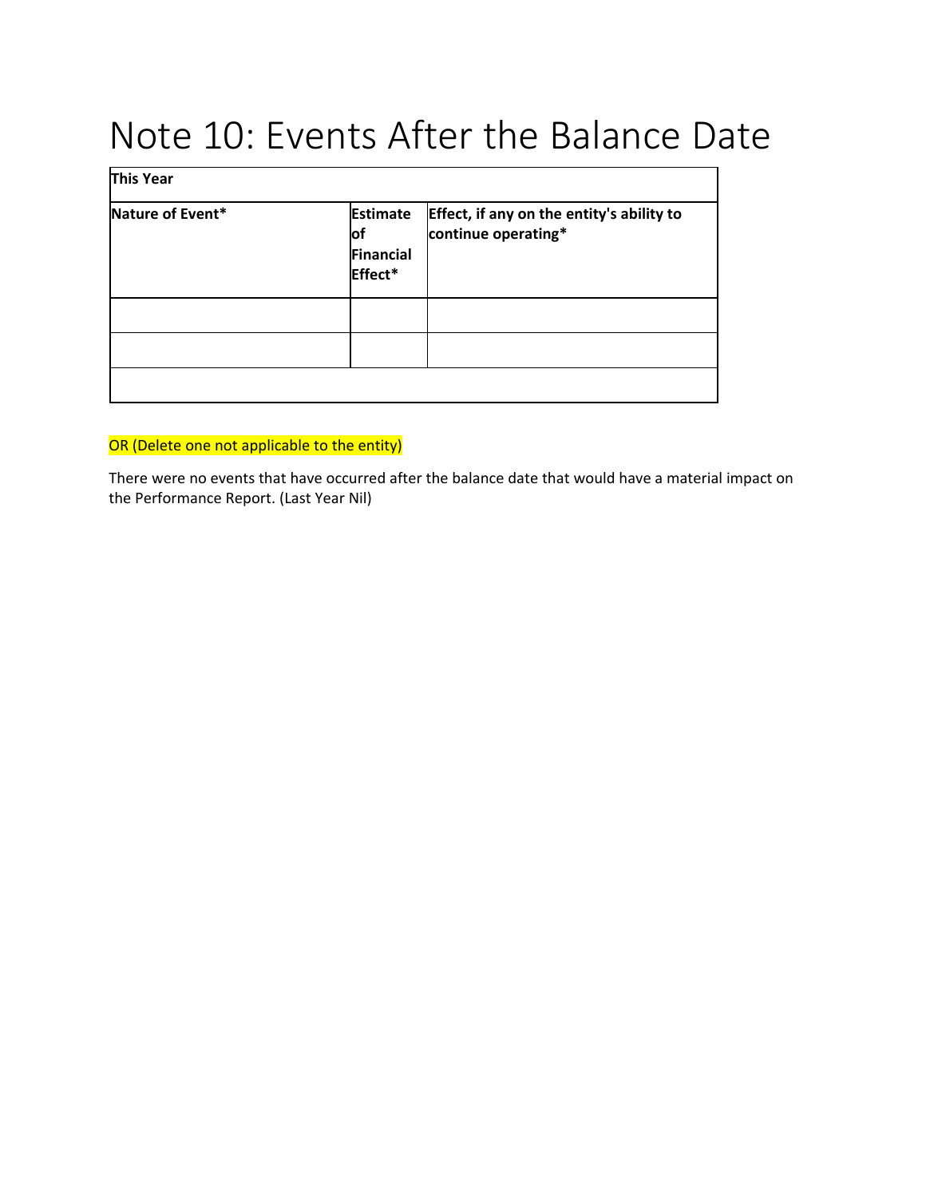# Note 10: Events After the Balance Date

| This Year | | |
|---|---|---|
| **Nature of Event*** | **Estimate of Financial Effect*** | **Effect, if any on the entity's ability to continue operating*** |
| | | |
| | | |
| | | |

OR (Delete one not applicable to the entity)

There were no events that have occurred after the balance date that would have a material impact on the Performance Report. (Last Year Nil)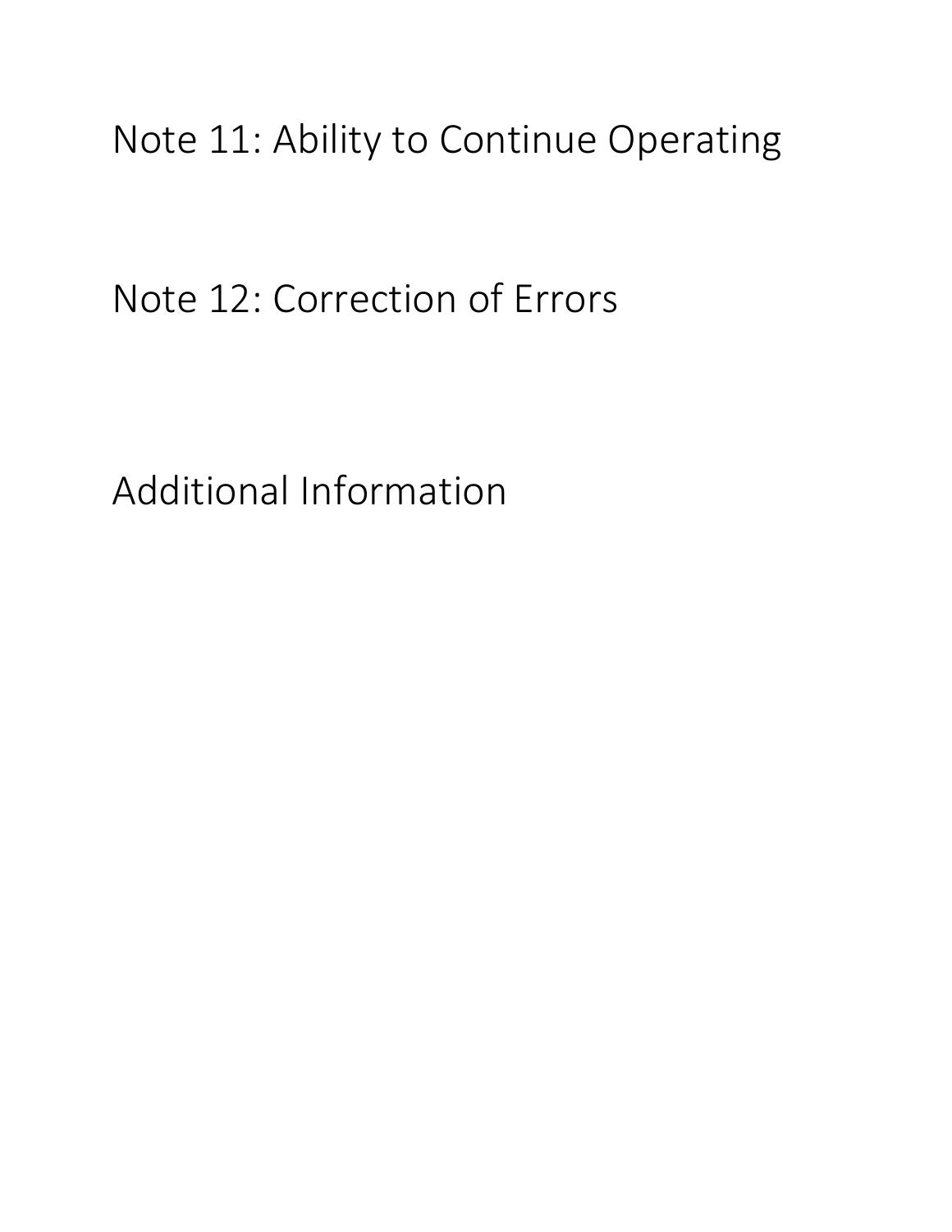# Note 11: Ability to Continue Operating

# Note 12: Correction of Errors

# Additional Information